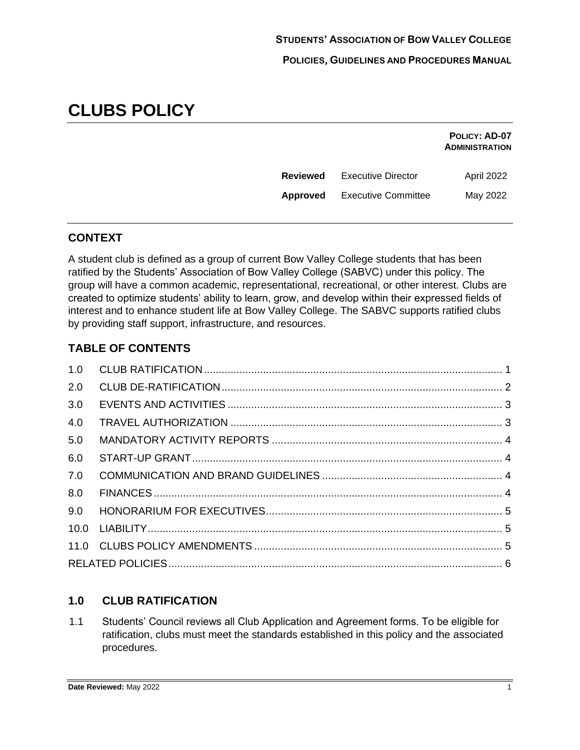STUDENTS' ASSOCIATION OF BOW VALLEY COLLEGE

POLICIES, GUIDELINES AND PROCEDURES MANUAL

# CLUBS POLICY

**POLICY: AD-07**
**ADMINISTRATION**

| | | |
|---|---|---|
| **Reviewed** | Executive Director | April 2022 |
| **Approved** | Executive Committee | May 2022 |

## CONTEXT

A student club is defined as a group of current Bow Valley College students that has been ratified by the Students' Association of Bow Valley College (SABVC) under this policy. The group will have a common academic, representational, recreational, or other interest. Clubs are created to optimize students' ability to learn, grow, and develop within their expressed fields of interest and to enhance student life at Bow Valley College. The SABVC supports ratified clubs by providing staff support, infrastructure, and resources.

## TABLE OF CONTENTS

| | | |
|---|---|---|
| 1.0 | CLUB RATIFICATION | 1 |
| 2.0 | CLUB DE-RATIFICATION | 2 |
| 3.0 | EVENTS AND ACTIVITIES | 3 |
| 4.0 | TRAVEL AUTHORIZATION | 3 |
| 5.0 | MANDATORY ACTIVITY REPORTS | 4 |
| 6.0 | START-UP GRANT | 4 |
| 7.0 | COMMUNICATION AND BRAND GUIDELINES | 4 |
| 8.0 | FINANCES | 4 |
| 9.0 | HONORARIUM FOR EXECUTIVES | 5 |
| 10.0 | LIABILITY | 5 |
| 11.0 | CLUBS POLICY AMENDMENTS | 5 |
| | RELATED POLICIES | 6 |

## 1.0 CLUB RATIFICATION

1.1 Students' Council reviews all Club Application and Agreement forms. To be eligible for ratification, clubs must meet the standards established in this policy and the associated procedures.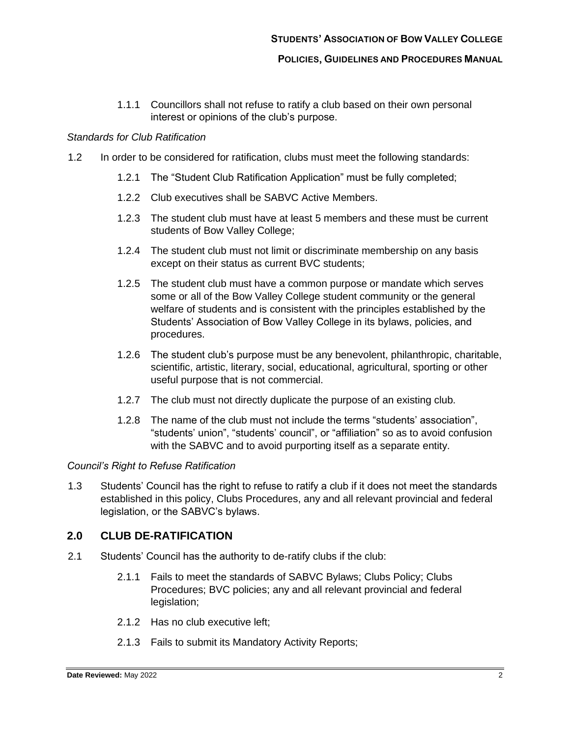1.1.1 Councillors shall not refuse to ratify a club based on their own personal interest or opinions of the club's purpose.

*Standards for Club Ratification*

1.2 In order to be considered for ratification, clubs must meet the following standards:

1.2.1 The "Student Club Ratification Application" must be fully completed;

1.2.2 Club executives shall be SABVC Active Members.

1.2.3 The student club must have at least 5 members and these must be current students of Bow Valley College;

1.2.4 The student club must not limit or discriminate membership on any basis except on their status as current BVC students;

1.2.5 The student club must have a common purpose or mandate which serves some or all of the Bow Valley College student community or the general welfare of students and is consistent with the principles established by the Students' Association of Bow Valley College in its bylaws, policies, and procedures.

1.2.6 The student club's purpose must be any benevolent, philanthropic, charitable, scientific, artistic, literary, social, educational, agricultural, sporting or other useful purpose that is not commercial.

1.2.7 The club must not directly duplicate the purpose of an existing club.

1.2.8 The name of the club must not include the terms "students' association", "students' union", "students' council", or "affiliation" so as to avoid confusion with the SABVC and to avoid purporting itself as a separate entity.

*Council's Right to Refuse Ratification*

1.3 Students' Council has the right to refuse to ratify a club if it does not meet the standards established in this policy, Clubs Procedures, any and all relevant provincial and federal legislation, or the SABVC's bylaws.

## 2.0 CLUB DE-RATIFICATION

2.1 Students' Council has the authority to de-ratify clubs if the club:

2.1.1 Fails to meet the standards of SABVC Bylaws; Clubs Policy; Clubs Procedures; BVC policies; any and all relevant provincial and federal legislation;

2.1.2 Has no club executive left;

2.1.3 Fails to submit its Mandatory Activity Reports;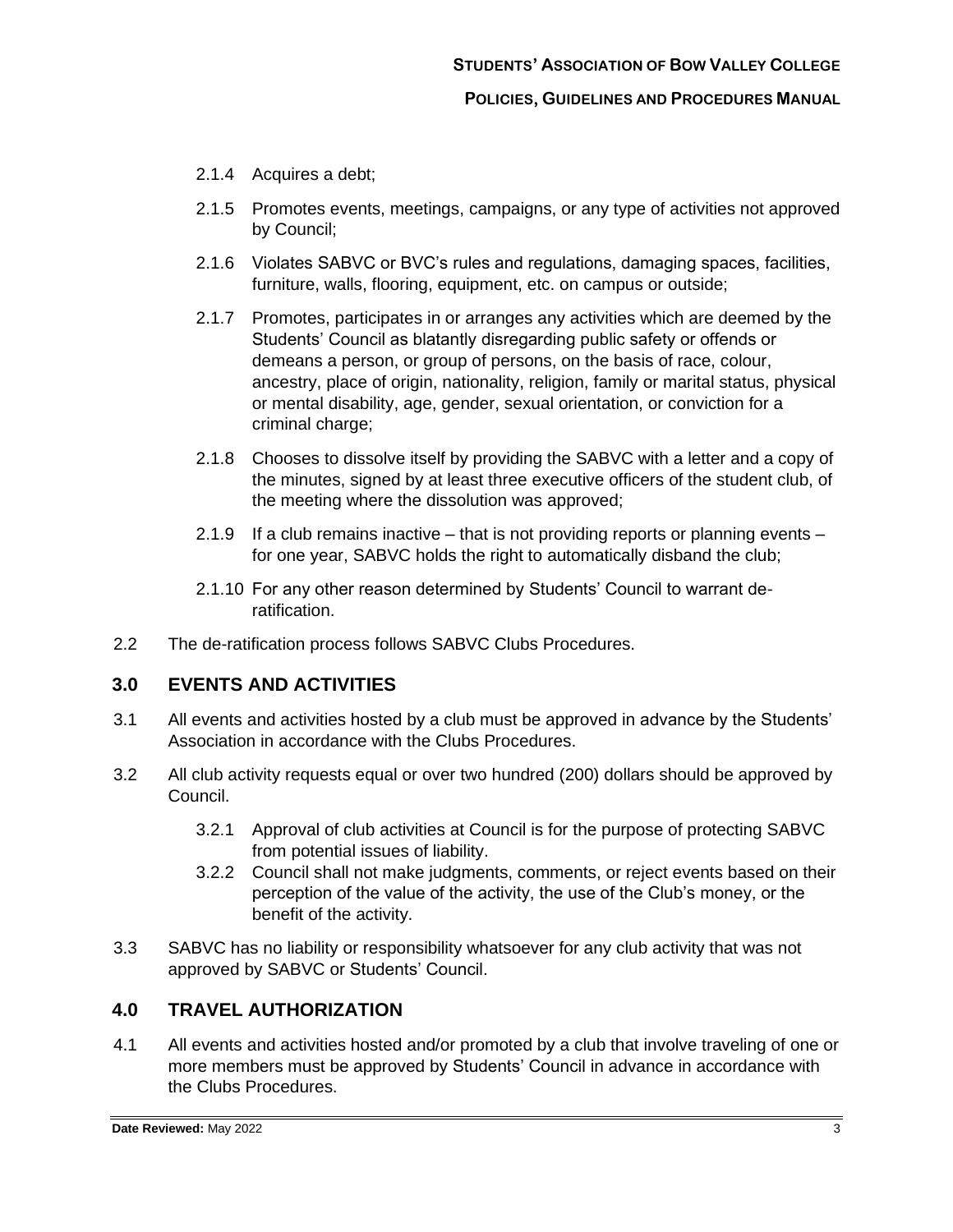2.1.4 Acquires a debt;

2.1.5 Promotes events, meetings, campaigns, or any type of activities not approved by Council;

2.1.6 Violates SABVC or BVC's rules and regulations, damaging spaces, facilities, furniture, walls, flooring, equipment, etc. on campus or outside;

2.1.7 Promotes, participates in or arranges any activities which are deemed by the Students' Council as blatantly disregarding public safety or offends or demeans a person, or group of persons, on the basis of race, colour, ancestry, place of origin, nationality, religion, family or marital status, physical or mental disability, age, gender, sexual orientation, or conviction for a criminal charge;

2.1.8 Chooses to dissolve itself by providing the SABVC with a letter and a copy of the minutes, signed by at least three executive officers of the student club, of the meeting where the dissolution was approved;

2.1.9 If a club remains inactive – that is not providing reports or planning events – for one year, SABVC holds the right to automatically disband the club;

2.1.10 For any other reason determined by Students' Council to warrant de-ratification.

2.2 The de-ratification process follows SABVC Clubs Procedures.

## 3.0 EVENTS AND ACTIVITIES

3.1 All events and activities hosted by a club must be approved in advance by the Students' Association in accordance with the Clubs Procedures.

3.2 All club activity requests equal or over two hundred (200) dollars should be approved by Council.

3.2.1 Approval of club activities at Council is for the purpose of protecting SABVC from potential issues of liability.

3.2.2 Council shall not make judgments, comments, or reject events based on their perception of the value of the activity, the use of the Club's money, or the benefit of the activity.

3.3 SABVC has no liability or responsibility whatsoever for any club activity that was not approved by SABVC or Students' Council.

## 4.0 TRAVEL AUTHORIZATION

4.1 All events and activities hosted and/or promoted by a club that involve traveling of one or more members must be approved by Students' Council in advance in accordance with the Clubs Procedures.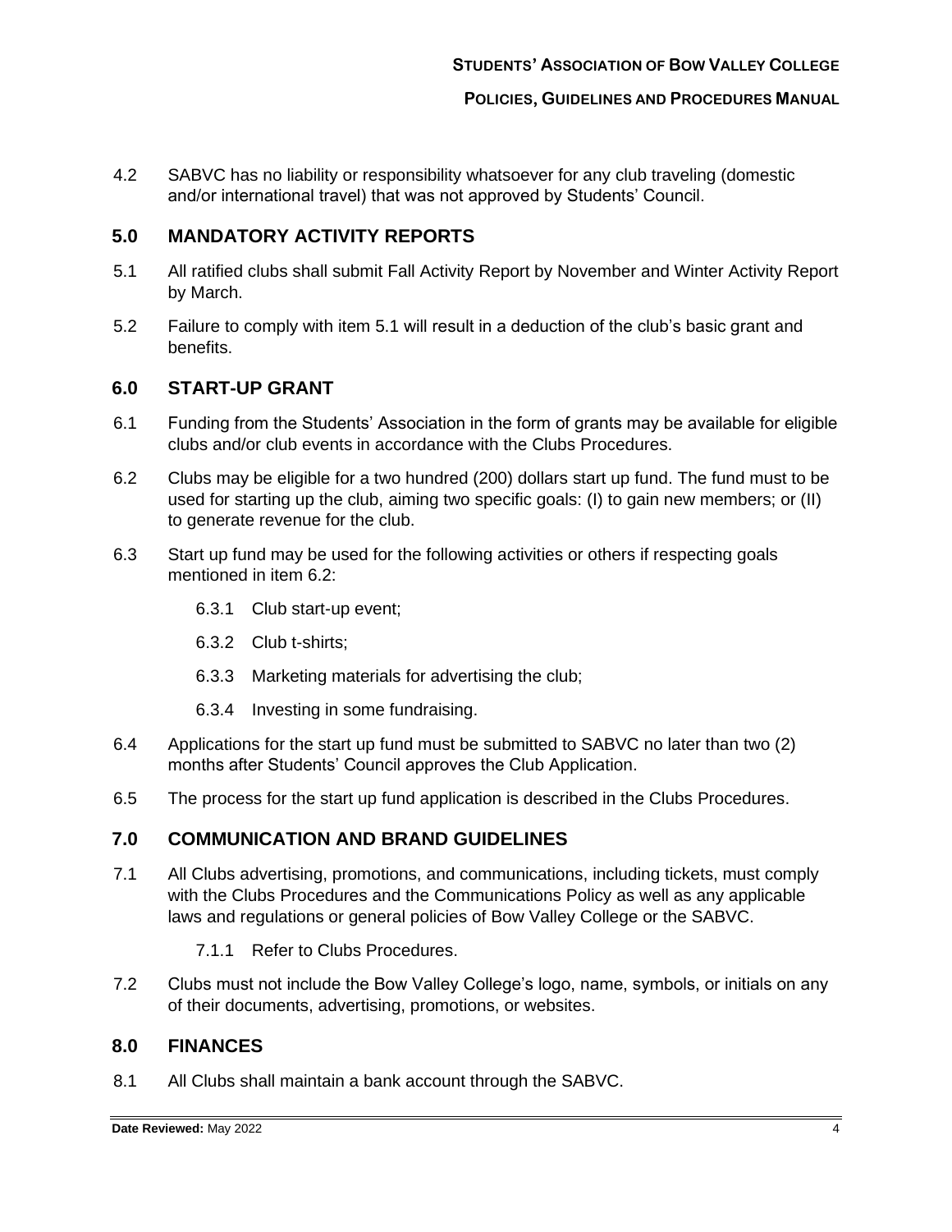4.2 SABVC has no liability or responsibility whatsoever for any club traveling (domestic and/or international travel) that was not approved by Students' Council.

## 5.0 MANDATORY ACTIVITY REPORTS

5.1 All ratified clubs shall submit Fall Activity Report by November and Winter Activity Report by March.

5.2 Failure to comply with item 5.1 will result in a deduction of the club's basic grant and benefits.

## 6.0 START-UP GRANT

6.1 Funding from the Students' Association in the form of grants may be available for eligible clubs and/or club events in accordance with the Clubs Procedures.

6.2 Clubs may be eligible for a two hundred (200) dollars start up fund. The fund must to be used for starting up the club, aiming two specific goals: (I) to gain new members; or (II) to generate revenue for the club.

6.3 Start up fund may be used for the following activities or others if respecting goals mentioned in item 6.2:

- 6.3.1 Club start-up event;
- 6.3.2 Club t-shirts;
- 6.3.3 Marketing materials for advertising the club;
- 6.3.4 Investing in some fundraising.

6.4 Applications for the start up fund must be submitted to SABVC no later than two (2) months after Students' Council approves the Club Application.

6.5 The process for the start up fund application is described in the Clubs Procedures.

## 7.0 COMMUNICATION AND BRAND GUIDELINES

7.1 All Clubs advertising, promotions, and communications, including tickets, must comply with the Clubs Procedures and the Communications Policy as well as any applicable laws and regulations or general policies of Bow Valley College or the SABVC.

- 7.1.1 Refer to Clubs Procedures.

7.2 Clubs must not include the Bow Valley College's logo, name, symbols, or initials on any of their documents, advertising, promotions, or websites.

## 8.0 FINANCES

8.1 All Clubs shall maintain a bank account through the SABVC.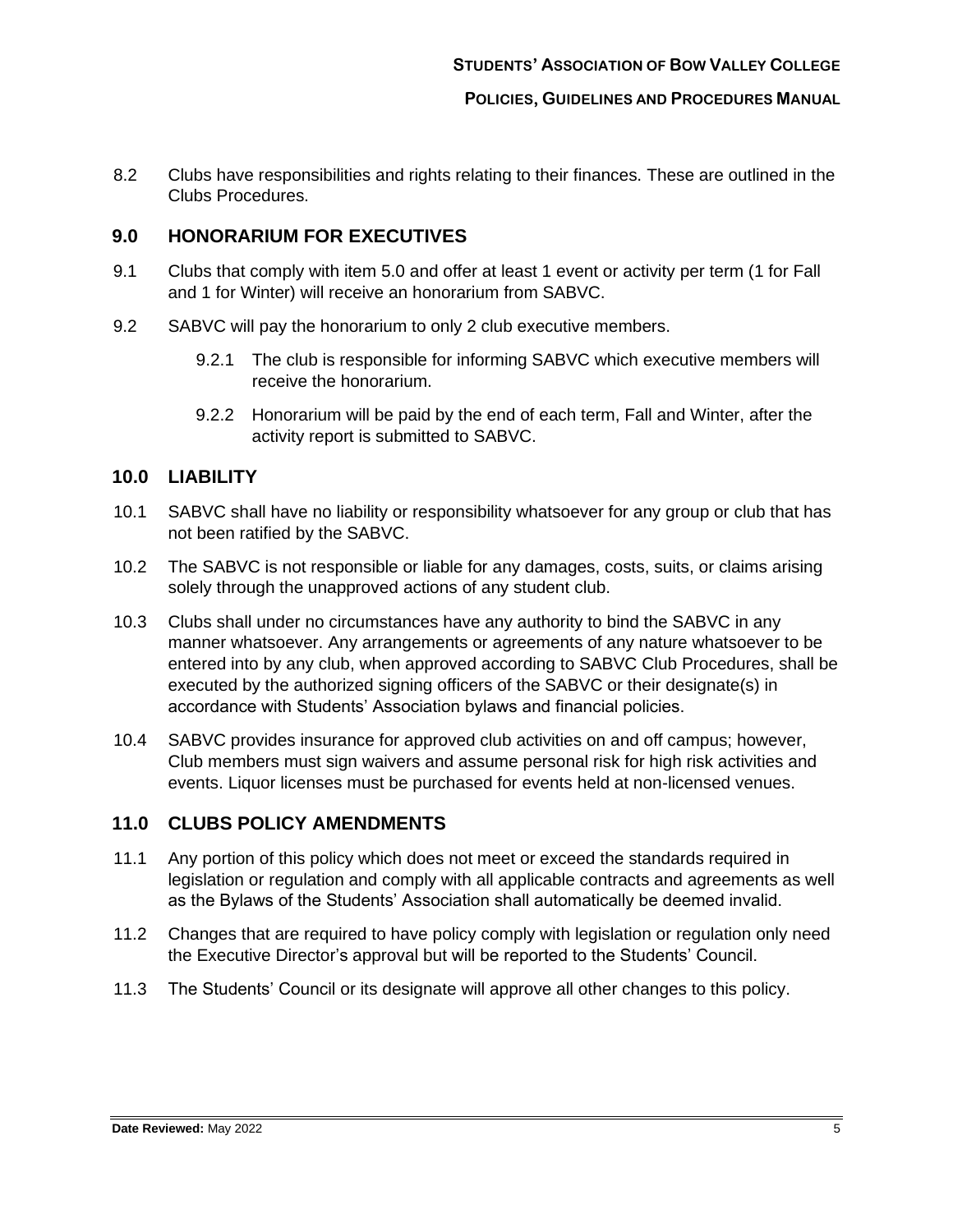8.2 Clubs have responsibilities and rights relating to their finances. These are outlined in the Clubs Procedures.

## 9.0 HONORARIUM FOR EXECUTIVES

9.1 Clubs that comply with item 5.0 and offer at least 1 event or activity per term (1 for Fall and 1 for Winter) will receive an honorarium from SABVC.

9.2 SABVC will pay the honorarium to only 2 club executive members.

- 9.2.1 The club is responsible for informing SABVC which executive members will receive the honorarium.
- 9.2.2 Honorarium will be paid by the end of each term, Fall and Winter, after the activity report is submitted to SABVC.

## 10.0 LIABILITY

10.1 SABVC shall have no liability or responsibility whatsoever for any group or club that has not been ratified by the SABVC.

10.2 The SABVC is not responsible or liable for any damages, costs, suits, or claims arising solely through the unapproved actions of any student club.

10.3 Clubs shall under no circumstances have any authority to bind the SABVC in any manner whatsoever. Any arrangements or agreements of any nature whatsoever to be entered into by any club, when approved according to SABVC Club Procedures, shall be executed by the authorized signing officers of the SABVC or their designate(s) in accordance with Students' Association bylaws and financial policies.

10.4 SABVC provides insurance for approved club activities on and off campus; however, Club members must sign waivers and assume personal risk for high risk activities and events. Liquor licenses must be purchased for events held at non-licensed venues.

## 11.0 CLUBS POLICY AMENDMENTS

11.1 Any portion of this policy which does not meet or exceed the standards required in legislation or regulation and comply with all applicable contracts and agreements as well as the Bylaws of the Students' Association shall automatically be deemed invalid.

11.2 Changes that are required to have policy comply with legislation or regulation only need the Executive Director's approval but will be reported to the Students' Council.

11.3 The Students' Council or its designate will approve all other changes to this policy.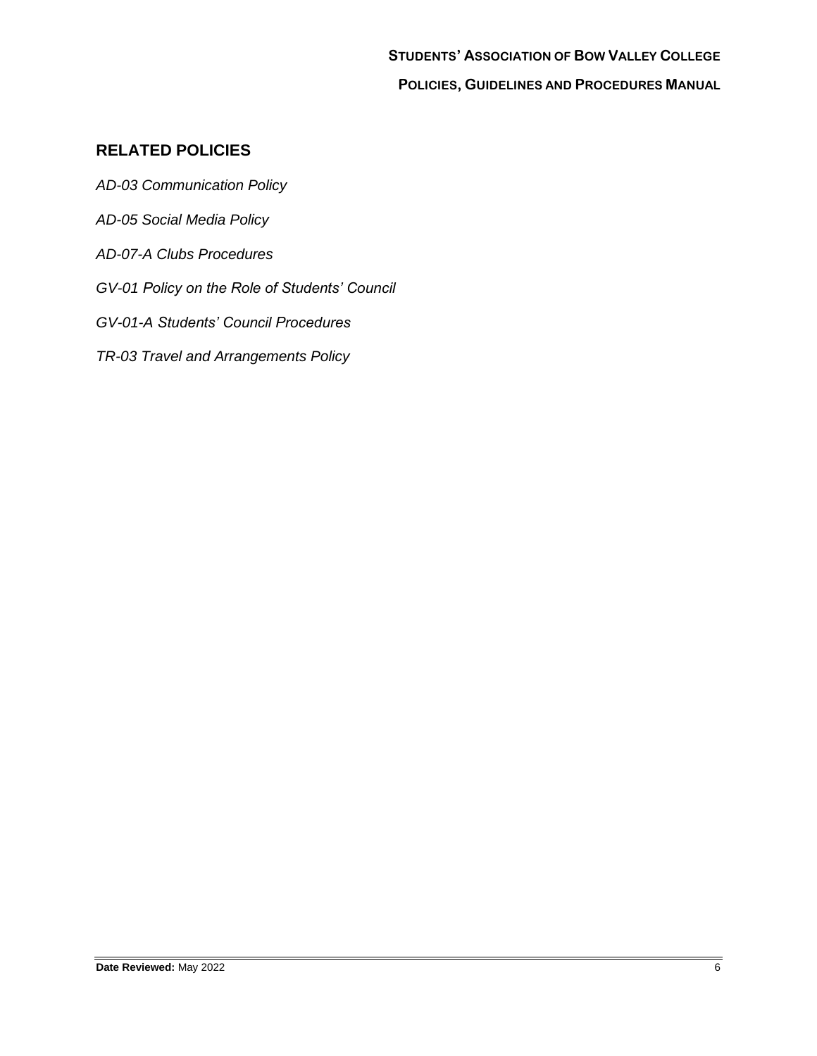## RELATED POLICIES

*AD-03 Communication Policy*

*AD-05 Social Media Policy*

*AD-07-A Clubs Procedures*

*GV-01 Policy on the Role of Students' Council*

*GV-01-A Students' Council Procedures*

*TR-03 Travel and Arrangements Policy*